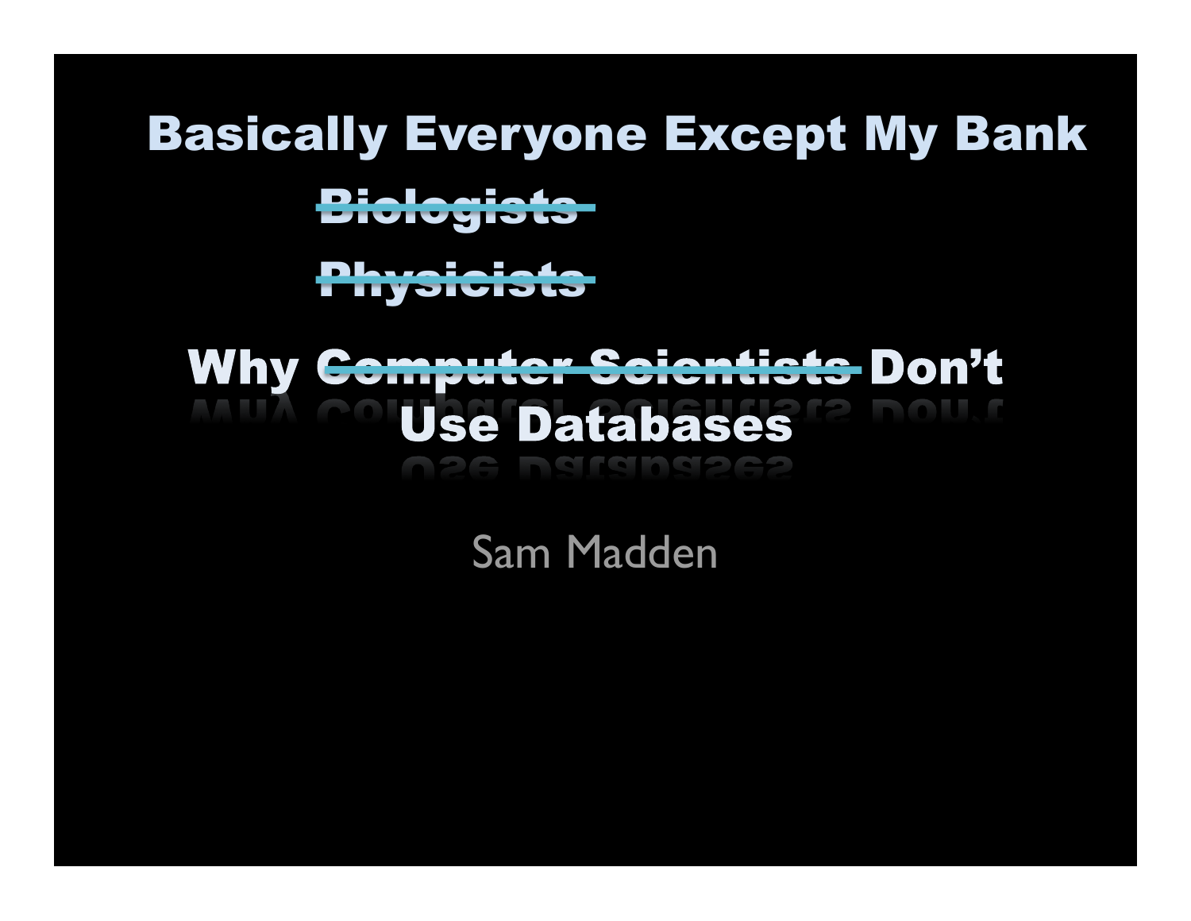# Basically Everyone Except My Bank

~~Biologists~~

~~Physicists~~

# Why ~~Computer Scientists~~ Don't Use Databases

Sam Madden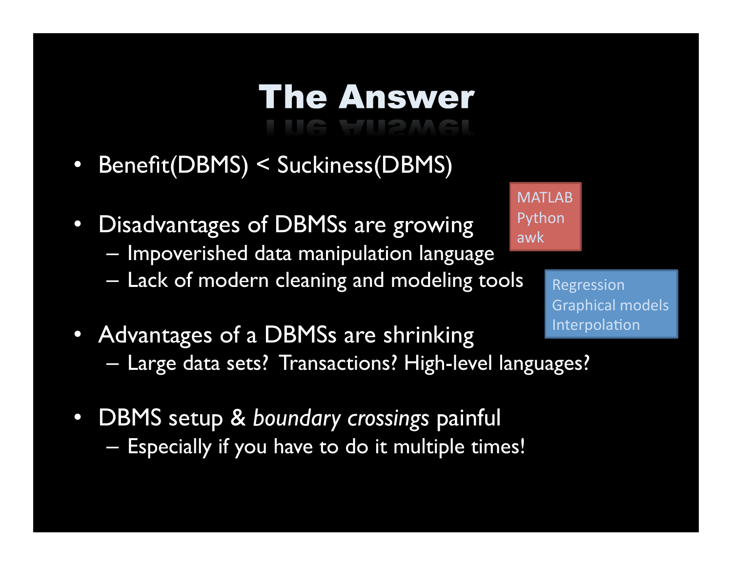# The Answer

- Benefit(DBMS) < Suckiness(DBMS)
- Disadvantages of DBMSs are growing
  - Impoverished data manipulation language
  - Lack of modern cleaning and modeling tools

MATLAB
Python
awk

Regression
Graphical models
Interpolation

- Advantages of a DBMSs are shrinking
  - Large data sets? Transactions? High-level languages?
- DBMS setup & *boundary crossings* painful
  - Especially if you have to do it multiple times!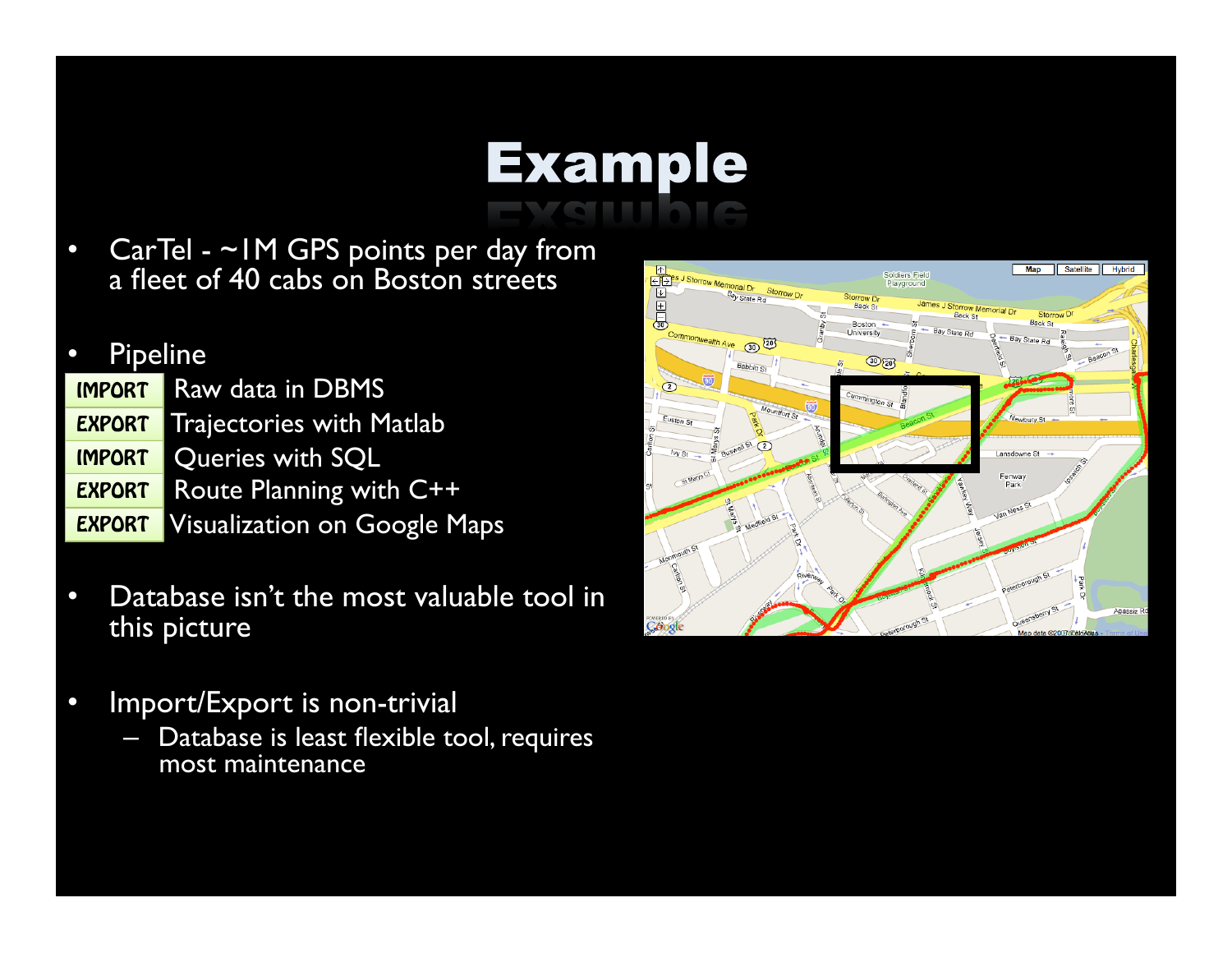# Example

- CarTel - ~1M GPS points per day from a fleet of 40 cabs on Boston streets

- Pipeline

| | |
|---|---|
| IMPORT | Raw data in DBMS |
| EXPORT | Trajectories with Matlab |
| IMPORT | Queries with SQL |
| EXPORT | Route Planning with C++ |
| EXPORT | Visualization on Google Maps |

- Database isn't the most valuable tool in this picture

- Import/Export is non-trivial
  - Database is least flexible tool, requires most maintenance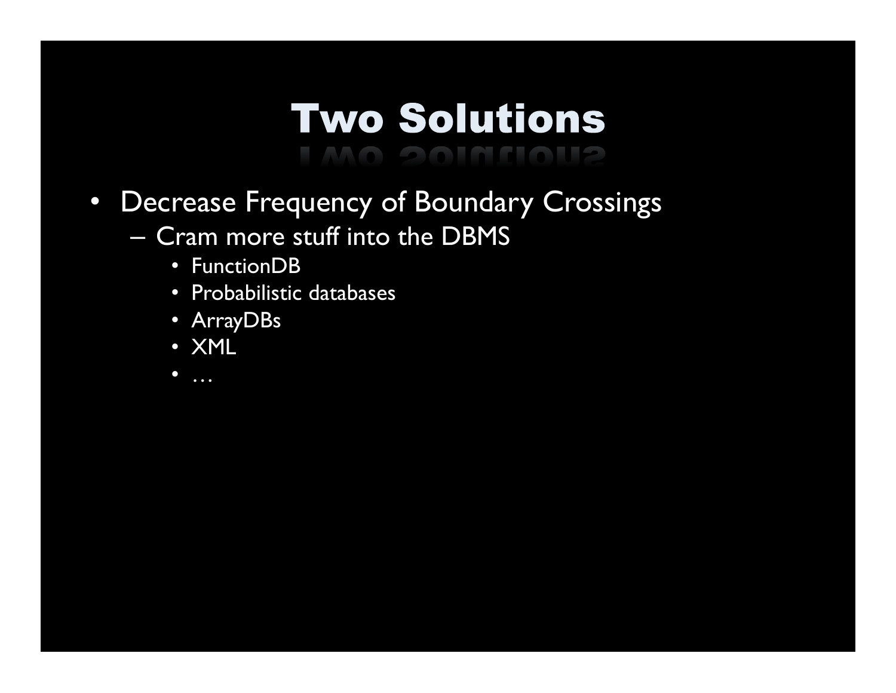# Two Solutions

- Decrease Frequency of Boundary Crossings
  - Cram more stuff into the DBMS
    - FunctionDB
    - Probabilistic databases
    - ArrayDBs
    - XML
    - …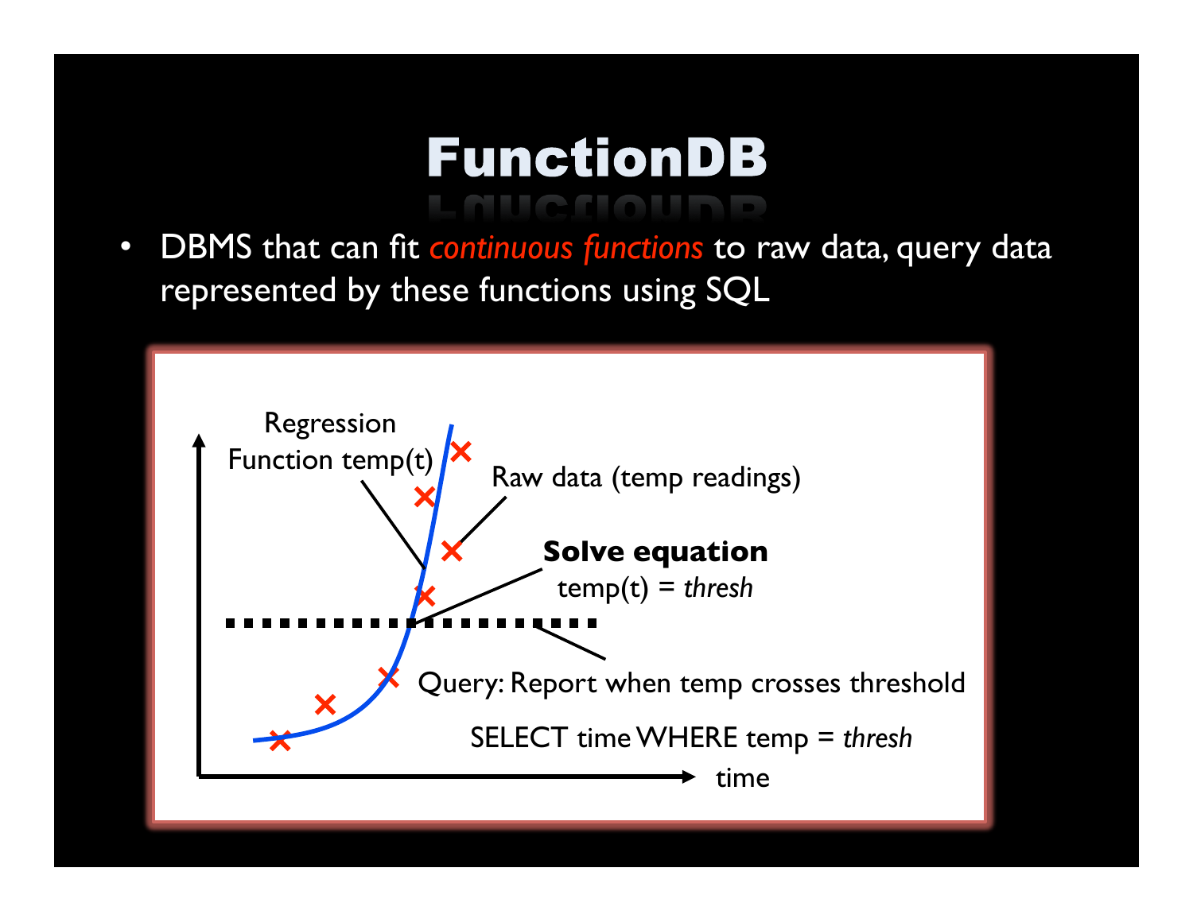# FunctionDB

- DBMS that can fit *continuous functions* to raw data, query data represented by these functions using SQL

Regression Function temp(t)

Raw data (temp readings)

**Solve equation**
temp(t) = *thresh*

Query: Report when temp crosses threshold

SELECT time WHERE temp = *thresh*

time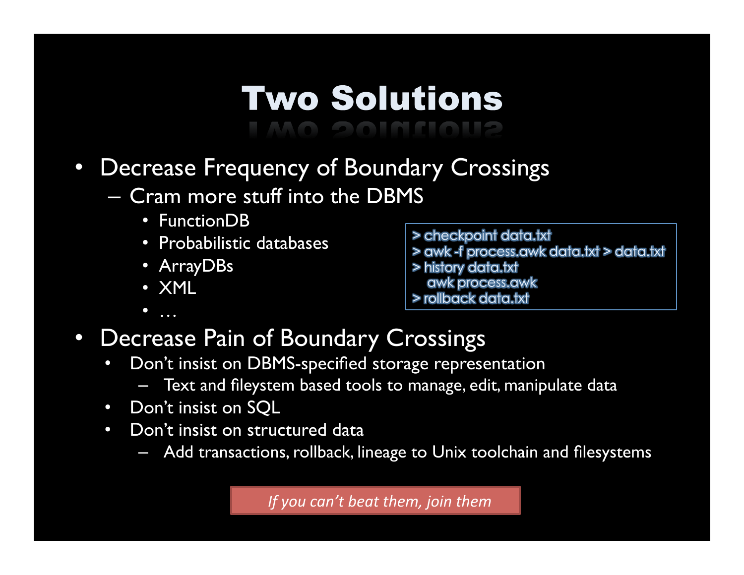# Two Solutions

- Decrease Frequency of Boundary Crossings
  - Cram more stuff into the DBMS
    - FunctionDB
    - Probabilistic databases
    - ArrayDBs
    - XML
    - …

```
> checkpoint data.txt
> awk -f process.awk data.txt > data.txt
> history data.txt
   awk process.awk
> rollback data.txt
```

- Decrease Pain of Boundary Crossings
  - Don't insist on DBMS-specified storage representation
    - Text and fileystem based tools to manage, edit, manipulate data
  - Don't insist on SQL
  - Don't insist on structured data
    - Add transactions, rollback, lineage to Unix toolchain and filesystems

*If you can't beat them, join them*